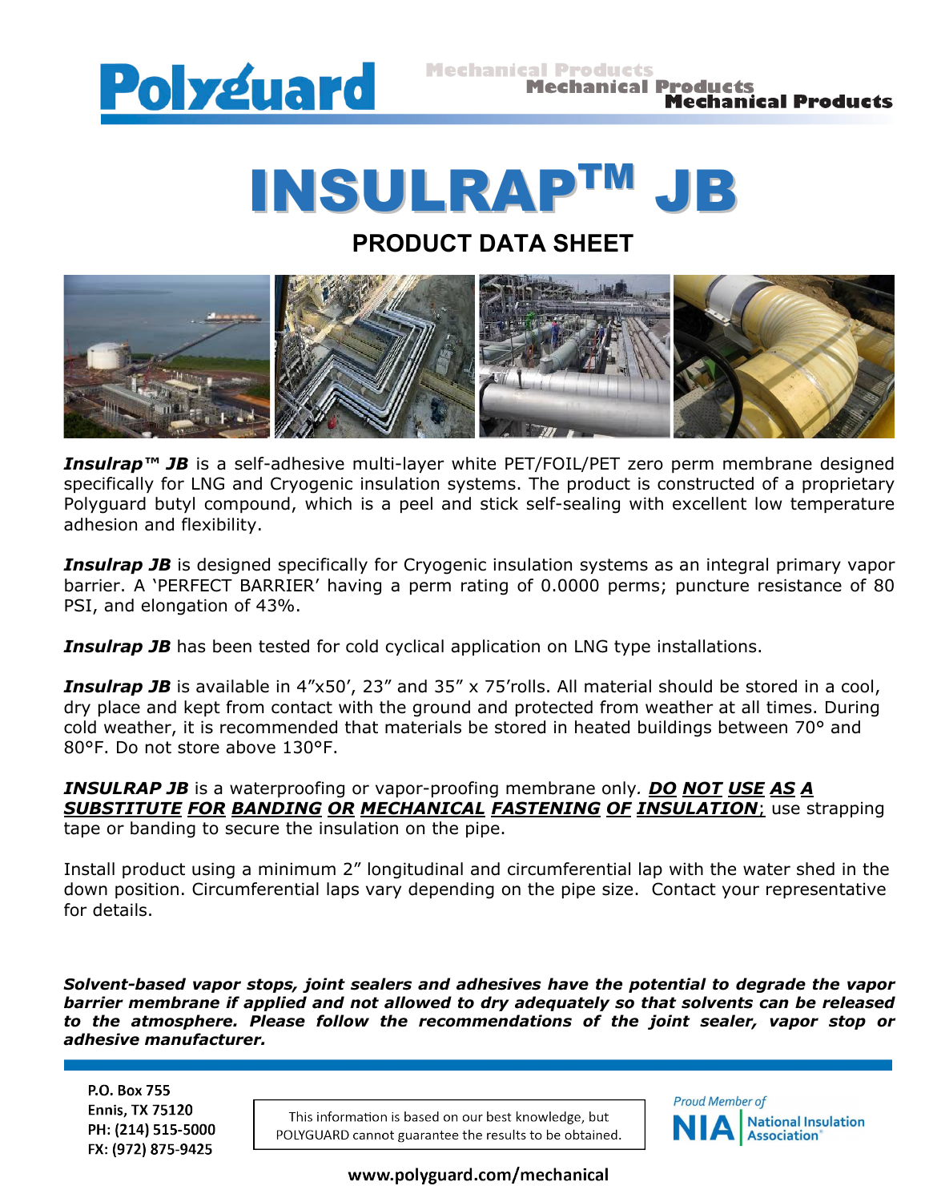# INSULRAP™ JB

## PRODUCT DATA SHEET

***Insulrap™ JB*** is a self-adhesive multi-layer white PET/FOIL/PET zero perm membrane designed specifically for LNG and Cryogenic insulation systems. The product is constructed of a proprietary Polyguard butyl compound, which is a peel and stick self-sealing with excellent low temperature adhesion and flexibility.

***Insulrap JB*** is designed specifically for Cryogenic insulation systems as an integral primary vapor barrier. A 'PERFECT BARRIER' having a perm rating of 0.0000 perms; puncture resistance of 80 PSI, and elongation of 43%.

***Insulrap JB*** has been tested for cold cyclical application on LNG type installations.

***Insulrap JB*** is available in 4"x50', 23" and 35" x 75'rolls. All material should be stored in a cool, dry place and kept from contact with the ground and protected from weather at all times. During cold weather, it is recommended that materials be stored in heated buildings between 70° and 80°F. Do not store above 130°F.

***INSULRAP JB*** is a waterproofing or vapor-proofing membrane only. ***<u>DO NOT USE AS A SUBSTITUTE FOR BANDING OR MECHANICAL FASTENING OF INSULATION</u>***; use strapping tape or banding to secure the insulation on the pipe.

Install product using a minimum 2" longitudinal and circumferential lap with the water shed in the down position. Circumferential laps vary depending on the pipe size. Contact your representative for details.

***Solvent-based vapor stops, joint sealers and adhesives have the potential to degrade the vapor barrier membrane if applied and not allowed to dry adequately so that solvents can be released to the atmosphere. Please follow the recommendations of the joint sealer, vapor stop or adhesive manufacturer.***

**P.O. Box 755**
**Ennis, TX 75120**
**PH: (214) 515-5000**
**FX: (972) 875-9425**

This information is based on our best knowledge, but POLYGUARD cannot guarantee the results to be obtained.

Proud Member of NIA National Insulation Association

**www.polyguard.com/mechanical**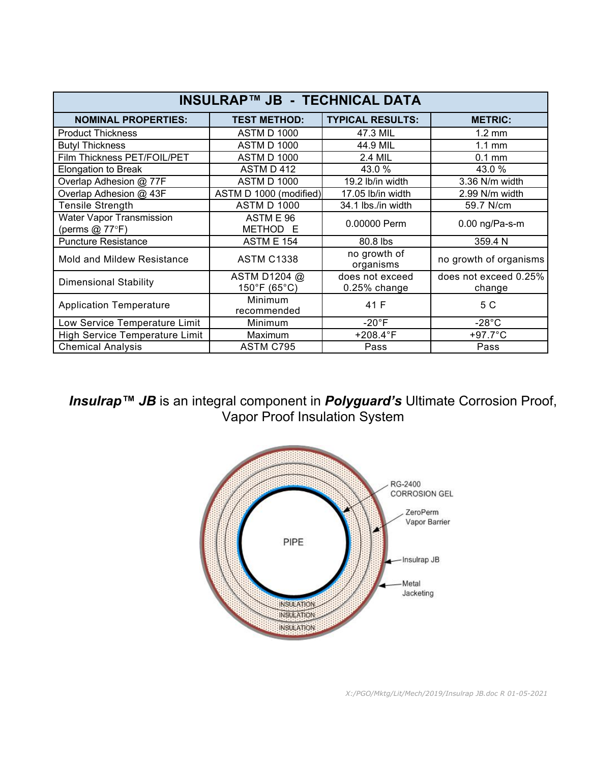| INSULRAP™ JB - TECHNICAL DATA | | | |
|---|---|---|---|
| **NOMINAL PROPERTIES:** | **TEST METHOD:** | **TYPICAL RESULTS:** | **METRIC:** |
| Product Thickness | ASTM D 1000 | 47.3 MIL | 1.2 mm |
| Butyl Thickness | ASTM D 1000 | 44.9 MIL | 1.1 mm |
| Film Thickness PET/FOIL/PET | ASTM D 1000 | 2.4 MIL | 0.1 mm |
| Elongation to Break | ASTM D 412 | 43.0 % | 43.0 % |
| Overlap Adhesion @ 77F | ASTM D 1000 | 19.2 lb/in width | 3.36 N/m width |
| Overlap Adhesion @ 43F | ASTM D 1000 (modified) | 17.05 lb/in width | 2.99 N/m width |
| Tensile Strength | ASTM D 1000 | 34.1 lbs./in width | 59.7 N/cm |
| Water Vapor Transmission (perms @ 77°F) | ASTM E 96 METHOD E | 0.00000 Perm | 0.00 ng/Pa-s-m |
| Puncture Resistance | ASTM E 154 | 80.8 lbs | 359.4 N |
| Mold and Mildew Resistance | ASTM C1338 | no growth of organisms | no growth of organisms |
| Dimensional Stability | ASTM D1204 @ 150°F (65°C) | does not exceed 0.25% change | does not exceed 0.25% change |
| Application Temperature | Minimum recommended | 41 F | 5 C |
| Low Service Temperature Limit | Minimum | -20°F | -28°C |
| High Service Temperature Limit | Maximum | +208.4°F | +97.7°C |
| Chemical Analysis | ASTM C795 | Pass | Pass |

***Insulrap™ JB*** is an integral component in ***Polyguard's*** Ultimate Corrosion Proof, Vapor Proof Insulation System

RG-2400 CORROSION GEL

ZeroPerm Vapor Barrier

Insulrap JB

Metal Jacketing

PIPE

INSULATION

INSULATION

INSULATION

X:/PGO/Mktg/Lit/Mech/2019/Insulrap JB.doc R 01-05-2021